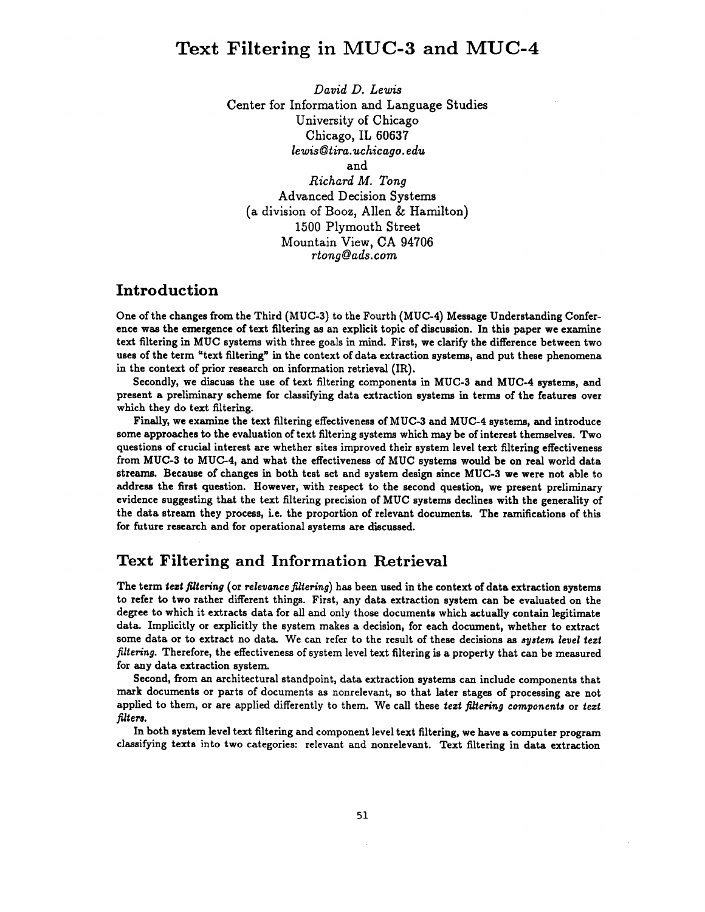# Text Filtering in MUC-3 and MUC-4

*David D. Lewis*
Center for Information and Language Studies
University of Chicago
Chicago, IL 60637
*lewis@tira.uchicago.edu*

and

*Richard M. Tong*
Advanced Decision Systems
(a division of Booz, Allen & Hamilton)
1500 Plymouth Street
Mountain View, CA 94706
*rtong@ads.com*

## Introduction

One of the changes from the Third (MUC-3) to the Fourth (MUC-4) Message Understanding Conference was the emergence of text filtering as an explicit topic of discussion. In this paper we examine text filtering in MUC systems with three goals in mind. First, we clarify the difference between two uses of the term "text filtering" in the context of data extraction systems, and put these phenomena in the context of prior research on information retrieval (IR).

Secondly, we discuss the use of text filtering components in MUC-3 and MUC-4 systems, and present a preliminary scheme for classifying data extraction systems in terms of the features over which they do text filtering.

Finally, we examine the text filtering effectiveness of MUC-3 and MUC-4 systems, and introduce some approaches to the evaluation of text filtering systems which may be of interest themselves. Two questions of crucial interest are whether sites improved their system level text filtering effectiveness from MUC-3 to MUC-4, and what the effectiveness of MUC systems would be on real world data streams. Because of changes in both test set and system design since MUC-3 we were not able to address the first question. However, with respect to the second question, we present preliminary evidence suggesting that the text filtering precision of MUC systems declines with the generality of the data stream they process, i.e. the proportion of relevant documents. The ramifications of this for future research and for operational systems are discussed.

## Text Filtering and Information Retrieval

The term *text filtering* (or *relevance filtering*) has been used in the context of data extraction systems to refer to two rather different things. First, any data extraction system can be evaluated on the degree to which it extracts data for all and only those documents which actually contain legitimate data. Implicitly or explicitly the system makes a decision, for each document, whether to extract some data or to extract no data. We can refer to the result of these decisions as *system level text filtering*. Therefore, the effectiveness of system level text filtering is a property that can be measured for any data extraction system.

Second, from an architectural standpoint, data extraction systems can include components that mark documents or parts of documents as nonrelevant, so that later stages of processing are not applied to them, or are applied differently to them. We call these *text filtering components* or *text filters*.

In both system level text filtering and component level text filtering, we have a computer program classifying texts into two categories: relevant and nonrelevant. Text filtering in data extraction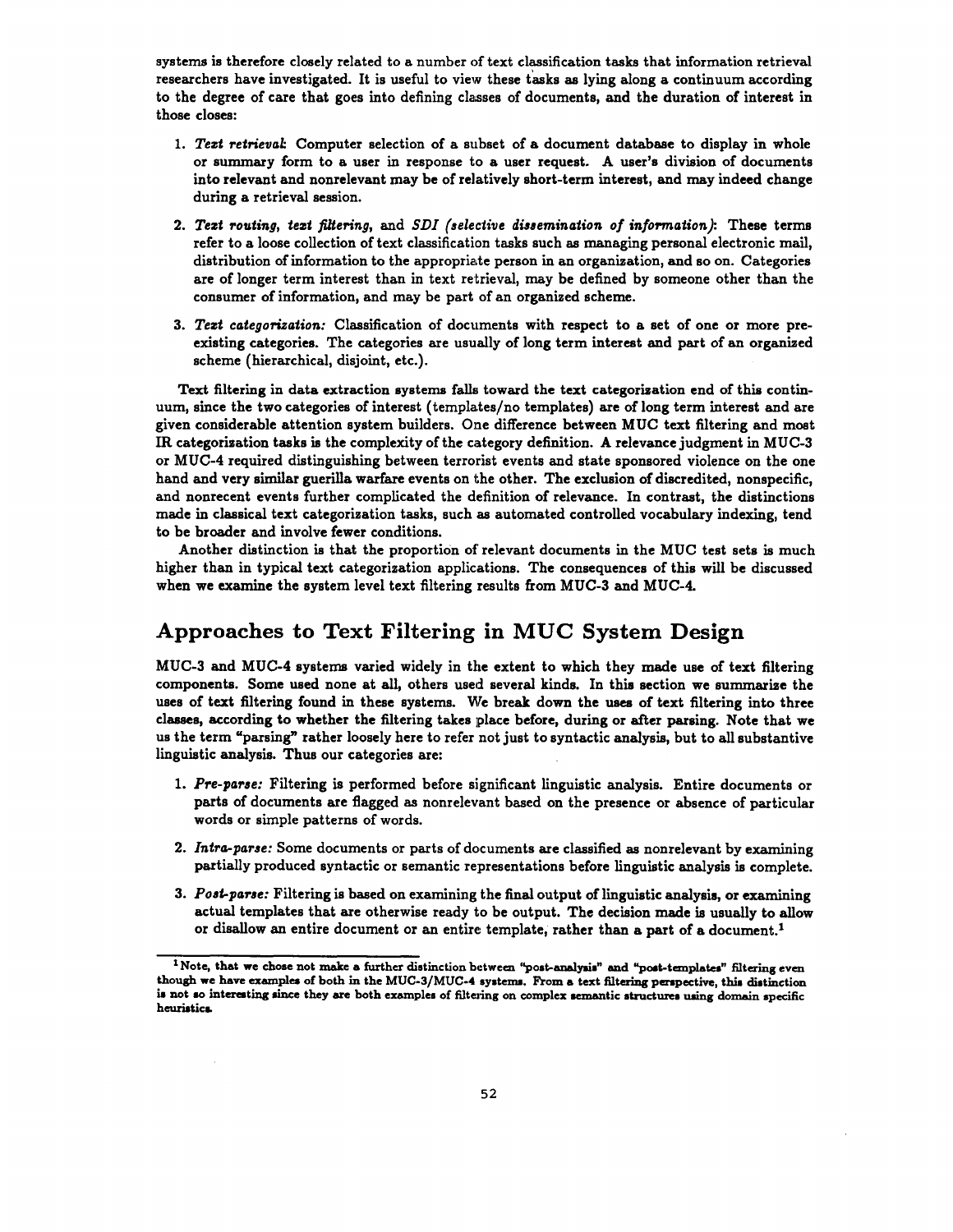systems is therefore closely related to a number of text classification tasks that information retrieval researchers have investigated. It is useful to view these tasks as lying along a continuum according to the degree of care that goes into defining classes of documents, and the duration of interest in those closes:

1. *Text retrieval:* Computer selection of a subset of a document database to display in whole or summary form to a user in response to a user request. A user's division of documents into relevant and nonrelevant may be of relatively short-term interest, and may indeed change during a retrieval session.

2. *Text routing, text filtering,* and *SDI (selective dissemination of information)*: These terms refer to a loose collection of text classification tasks such as managing personal electronic mail, distribution of information to the appropriate person in an organization, and so on. Categories are of longer term interest than in text retrieval, may be defined by someone other than the consumer of information, and may be part of an organized scheme.

3. *Text categorization:* Classification of documents with respect to a set of one or more preexisting categories. The categories are usually of long term interest and part of an organized scheme (hierarchical, disjoint, etc.).

Text filtering in data extraction systems falls toward the text categorization end of this continuum, since the two categories of interest (templates/no templates) are of long term interest and are given considerable attention system builders. One difference between MUC text filtering and most IR categorization tasks is the complexity of the category definition. A relevance judgment in MUC-3 or MUC-4 required distinguishing between terrorist events and state sponsored violence on the one hand and very similar guerilla warfare events on the other. The exclusion of discredited, nonspecific, and nonrecent events further complicated the definition of relevance. In contrast, the distinctions made in classical text categorization tasks, such as automated controlled vocabulary indexing, tend to be broader and involve fewer conditions.

Another distinction is that the proportion of relevant documents in the MUC test sets is much higher than in typical text categorization applications. The consequences of this will be discussed when we examine the system level text filtering results from MUC-3 and MUC-4.

## Approaches to Text Filtering in MUC System Design

MUC-3 and MUC-4 systems varied widely in the extent to which they made use of text filtering components. Some used none at all, others used several kinds. In this section we summarize the uses of text filtering found in these systems. We break down the uses of text filtering into three classes, according to whether the filtering takes place before, during or after parsing. Note that we us the term "parsing" rather loosely here to refer not just to syntactic analysis, but to all substantive linguistic analysis. Thus our categories are:

1. *Pre-parse:* Filtering is performed before significant linguistic analysis. Entire documents or parts of documents are flagged as nonrelevant based on the presence or absence of particular words or simple patterns of words.

2. *Intra-parse:* Some documents or parts of documents are classified as nonrelevant by examining partially produced syntactic or semantic representations before linguistic analysis is complete.

3. *Post-parse:* Filtering is based on examining the final output of linguistic analysis, or examining actual templates that are otherwise ready to be output. The decision made is usually to allow or disallow an entire document or an entire template, rather than a part of a document.[1]

[1] Note, that we chose not make a further distinction between "post-analysis" and "post-templates" filtering even though we have examples of both in the MUC-3/MUC-4 systems. From a text filtering perspective, this distinction is not so interesting since they are both examples of filtering on complex semantic structures using domain specific heuristics.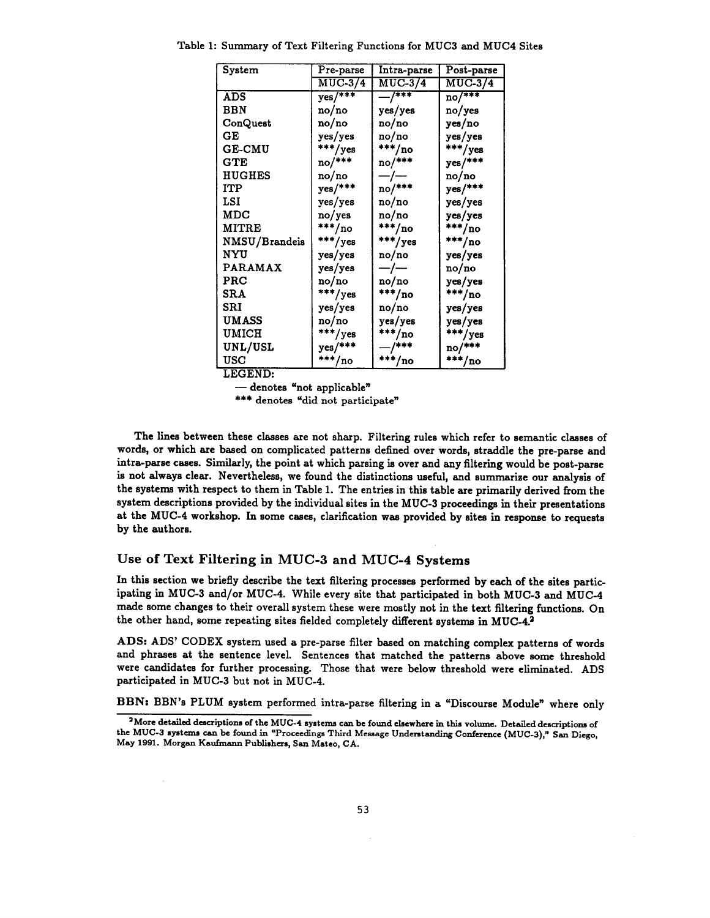Table 1: Summary of Text Filtering Functions for MUC3 and MUC4 Sites

| System | Pre-parse | Intra-parse | Post-parse |
|---|---|---|---|
| | MUC-3/4 | MUC-3/4 | MUC-3/4 |
| ADS | yes/*** | —/*** | no/*** |
| BBN | no/no | yes/yes | no/yes |
| ConQuest | no/no | no/no | yes/no |
| GE | yes/yes | no/no | yes/yes |
| GE-CMU | ***/yes | ***/no | ***/yes |
| GTE | no/*** | no/*** | yes/*** |
| HUGHES | no/no | —/— | no/no |
| ITP | yes/*** | no/*** | yes/*** |
| LSI | yes/yes | no/no | yes/yes |
| MDC | no/yes | no/no | yes/yes |
| MITRE | ***/no | ***/no | ***/no |
| NMSU/Brandeis | ***/yes | ***/yes | ***/no |
| NYU | yes/yes | no/no | yes/yes |
| PARAMAX | yes/yes | —/— | no/no |
| PRC | no/no | no/no | yes/yes |
| SRA | ***/yes | ***/no | ***/no |
| SRI | yes/yes | no/no | yes/yes |
| UMASS | no/no | yes/yes | yes/yes |
| UMICH | ***/yes | ***/no | ***/yes |
| UNL/USL | yes/*** | —/*** | no/*** |
| USC | ***/no | ***/no | ***/no |

LEGEND:
— denotes "not applicable"
*** denotes "did not participate"

The lines between these classes are not sharp. Filtering rules which refer to semantic classes of words, or which are based on complicated patterns defined over words, straddle the pre-parse and intra-parse cases. Similarly, the point at which parsing is over and any filtering would be post-parse is not always clear. Nevertheless, we found the distinctions useful, and summarize our analysis of the systems with respect to them in Table 1. The entries in this table are primarily derived from the system descriptions provided by the individual sites in the MUC-3 proceedings in their presentations at the MUC-4 workshop. In some cases, clarification was provided by sites in response to requests by the authors.

## Use of Text Filtering in MUC-3 and MUC-4 Systems

In this section we briefly describe the text filtering processes performed by each of the sites participating in MUC-3 and/or MUC-4. While every site that participated in both MUC-3 and MUC-4 made some changes to their overall system these were mostly not in the text filtering functions. On the other hand, some repeating sites fielded completely different systems in MUC-4.[3]

**ADS:** ADS' CODEX system used a pre-parse filter based on matching complex patterns of words and phrases at the sentence level. Sentences that matched the patterns above some threshold were candidates for further processing. Those that were below threshold were eliminated. ADS participated in MUC-3 but not in MUC-4.

**BBN:** BBN's PLUM system performed intra-parse filtering in a "Discourse Module" where only

[3] More detailed descriptions of the MUC-4 systems can be found elsewhere in this volume. Detailed descriptions of the MUC-3 systems can be found in "Proceedings Third Message Understanding Conference (MUC-3)," San Diego, May 1991. Morgan Kaufmann Publishers, San Mateo, CA.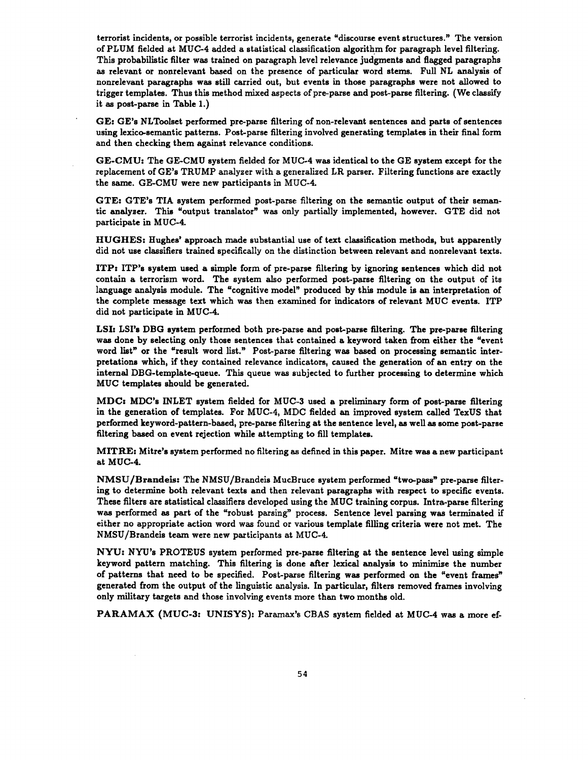terrorist incidents, or possible terrorist incidents, generate "discourse event structures." The version of PLUM fielded at MUC-4 added a statistical classification algorithm for paragraph level filtering. This probabilistic filter was trained on paragraph level relevance judgments and flagged paragraphs as relevant or nonrelevant based on the presence of particular word stems. Full NL analysis of nonrelevant paragraphs was still carried out, but events in those paragraphs were not allowed to trigger templates. Thus this method mixed aspects of pre-parse and post-parse filtering. (We classify it as post-parse in Table 1.)

**GE:** GE's NLToolset performed pre-parse filtering of non-relevant sentences and parts of sentences using lexico-semantic patterns. Post-parse filtering involved generating templates in their final form and then checking them against relevance conditions.

**GE-CMU:** The GE-CMU system fielded for MUC-4 was identical to the GE system except for the replacement of GE's TRUMP analyzer with a generalized LR parser. Filtering functions are exactly the same. GE-CMU were new participants in MUC-4.

**GTE:** GTE's TIA system performed post-parse filtering on the semantic output of their semantic analyzer. This "output translator" was only partially implemented, however. GTE did not participate in MUC-4.

**HUGHES:** Hughes' approach made substantial use of text classification methods, but apparently did not use classifiers trained specifically on the distinction between relevant and nonrelevant texts.

**ITP:** ITP's system used a simple form of pre-parse filtering by ignoring sentences which did not contain a terrorism word. The system also performed post-parse filtering on the output of its language analysis module. The "cognitive model" produced by this module is an interpretation of the complete message text which was then examined for indicators of relevant MUC events. ITP did not participate in MUC-4.

**LSI:** LSI's DBG system performed both pre-parse and post-parse filtering. The pre-parse filtering was done by selecting only those sentences that contained a keyword taken from either the "event word list" or the "result word list." Post-parse filtering was based on processing semantic interpretations which, if they contained relevance indicators, caused the generation of an entry on the internal DBG-template-queue. This queue was subjected to further processing to determine which MUC templates should be generated.

**MDC:** MDC's INLET system fielded for MUC-3 used a preliminary form of post-parse filtering in the generation of templates. For MUC-4, MDC fielded an improved system called TexUS that performed keyword-pattern-based, pre-parse filtering at the sentence level, as well as some post-parse filtering based on event rejection while attempting to fill templates.

**MITRE:** Mitre's system performed no filtering as defined in this paper. Mitre was a new participant at MUC-4.

**NMSU/Brandeis:** The NMSU/Brandeis MucBruce system performed "two-pass" pre-parse filtering to determine both relevant texts and then relevant paragraphs with respect to specific events. These filters are statistical classifiers developed using the MUC training corpus. Intra-parse filtering was performed as part of the "robust parsing" process. Sentence level parsing was terminated if either no appropriate action word was found or various template filling criteria were not met. The NMSU/Brandeis team were new participants at MUC-4.

**NYU:** NYU's PROTEUS system performed pre-parse filtering at the sentence level using simple keyword pattern matching. This filtering is done after lexical analysis to minimize the number of patterns that need to be specified. Post-parse filtering was performed on the "event frames" generated from the output of the linguistic analysis. In particular, filters removed frames involving only military targets and those involving events more than two months old.

**PARAMAX (MUC-3: UNISYS):** Paramax's CBAS system fielded at MUC-4 was a more ef-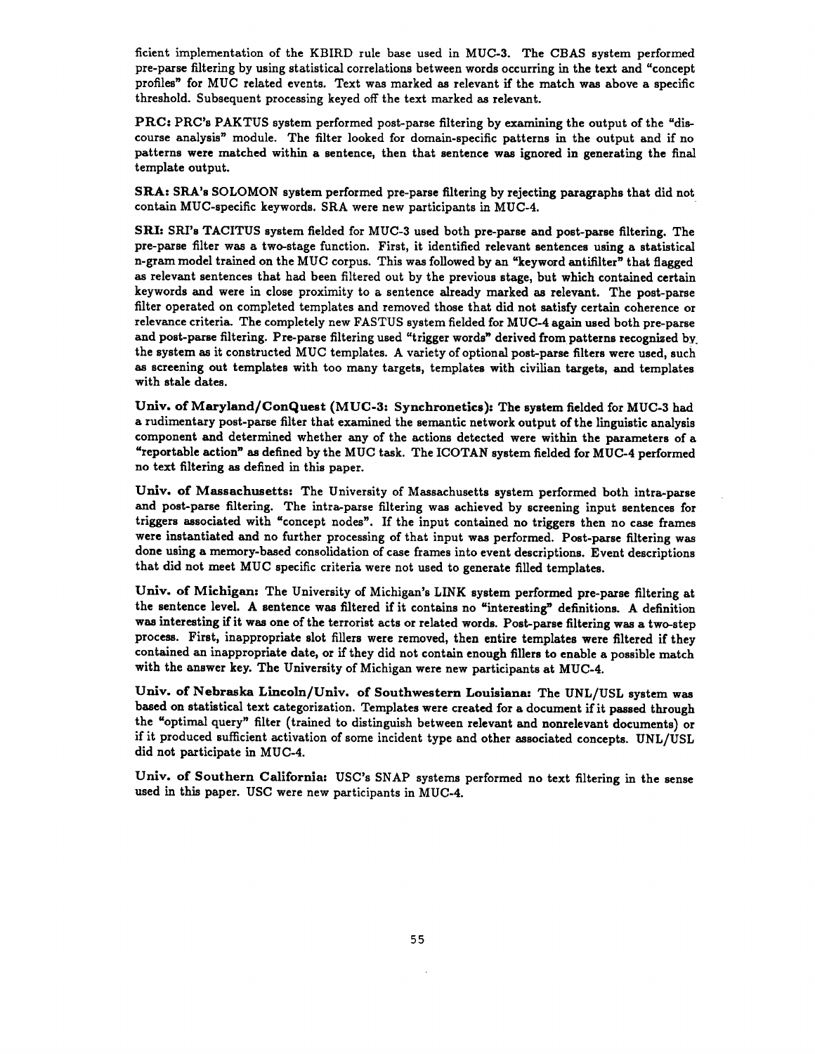ficient implementation of the KBIRD rule base used in MUC-3. The CBAS system performed pre-parse filtering by using statistical correlations between words occurring in the text and "concept profiles" for MUC related events. Text was marked as relevant if the match was above a specific threshold. Subsequent processing keyed off the text marked as relevant.

**PRC:** PRC's PAKTUS system performed post-parse filtering by examining the output of the "discourse analysis" module. The filter looked for domain-specific patterns in the output and if no patterns were matched within a sentence, then that sentence was ignored in generating the final template output.

**SRA:** SRA's SOLOMON system performed pre-parse filtering by rejecting paragraphs that did not contain MUC-specific keywords. SRA were new participants in MUC-4.

**SRI:** SRI's TACITUS system fielded for MUC-3 used both pre-parse and post-parse filtering. The pre-parse filter was a two-stage function. First, it identified relevant sentences using a statistical n-gram model trained on the MUC corpus. This was followed by an "keyword antifilter" that flagged as relevant sentences that had been filtered out by the previous stage, but which contained certain keywords and were in close proximity to a sentence already marked as relevant. The post-parse filter operated on completed templates and removed those that did not satisfy certain coherence or relevance criteria. The completely new FASTUS system fielded for MUC-4 again used both pre-parse and post-parse filtering. Pre-parse filtering used "trigger words" derived from patterns recognized by the system as it constructed MUC templates. A variety of optional post-parse filters were used, such as screening out templates with too many targets, templates with civilian targets, and templates with stale dates.

**Univ. of Maryland/ConQuest (MUC-3: Synchronetics):** The system fielded for MUC-3 had a rudimentary post-parse filter that examined the semantic network output of the linguistic analysis component and determined whether any of the actions detected were within the parameters of a "reportable action" as defined by the MUC task. The ICOTAN system fielded for MUC-4 performed no text filtering as defined in this paper.

**Univ. of Massachusetts:** The University of Massachusetts system performed both intra-parse and post-parse filtering. The intra-parse filtering was achieved by screening input sentences for triggers associated with "concept nodes". If the input contained no triggers then no case frames were instantiated and no further processing of that input was performed. Post-parse filtering was done using a memory-based consolidation of case frames into event descriptions. Event descriptions that did not meet MUC specific criteria were not used to generate filled templates.

**Univ. of Michigan:** The University of Michigan's LINK system performed pre-parse filtering at the sentence level. A sentence was filtered if it contains no "interesting" definitions. A definition was interesting if it was one of the terrorist acts or related words. Post-parse filtering was a two-step process. First, inappropriate slot fillers were removed, then entire templates were filtered if they contained an inappropriate date, or if they did not contain enough fillers to enable a possible match with the answer key. The University of Michigan were new participants at MUC-4.

**Univ. of Nebraska Lincoln/Univ. of Southwestern Louisiana:** The UNL/USL system was based on statistical text categorization. Templates were created for a document if it passed through the "optimal query" filter (trained to distinguish between relevant and nonrelevant documents) or if it produced sufficient activation of some incident type and other associated concepts. UNL/USL did not participate in MUC-4.

**Univ. of Southern California:** USC's SNAP systems performed no text filtering in the sense used in this paper. USC were new participants in MUC-4.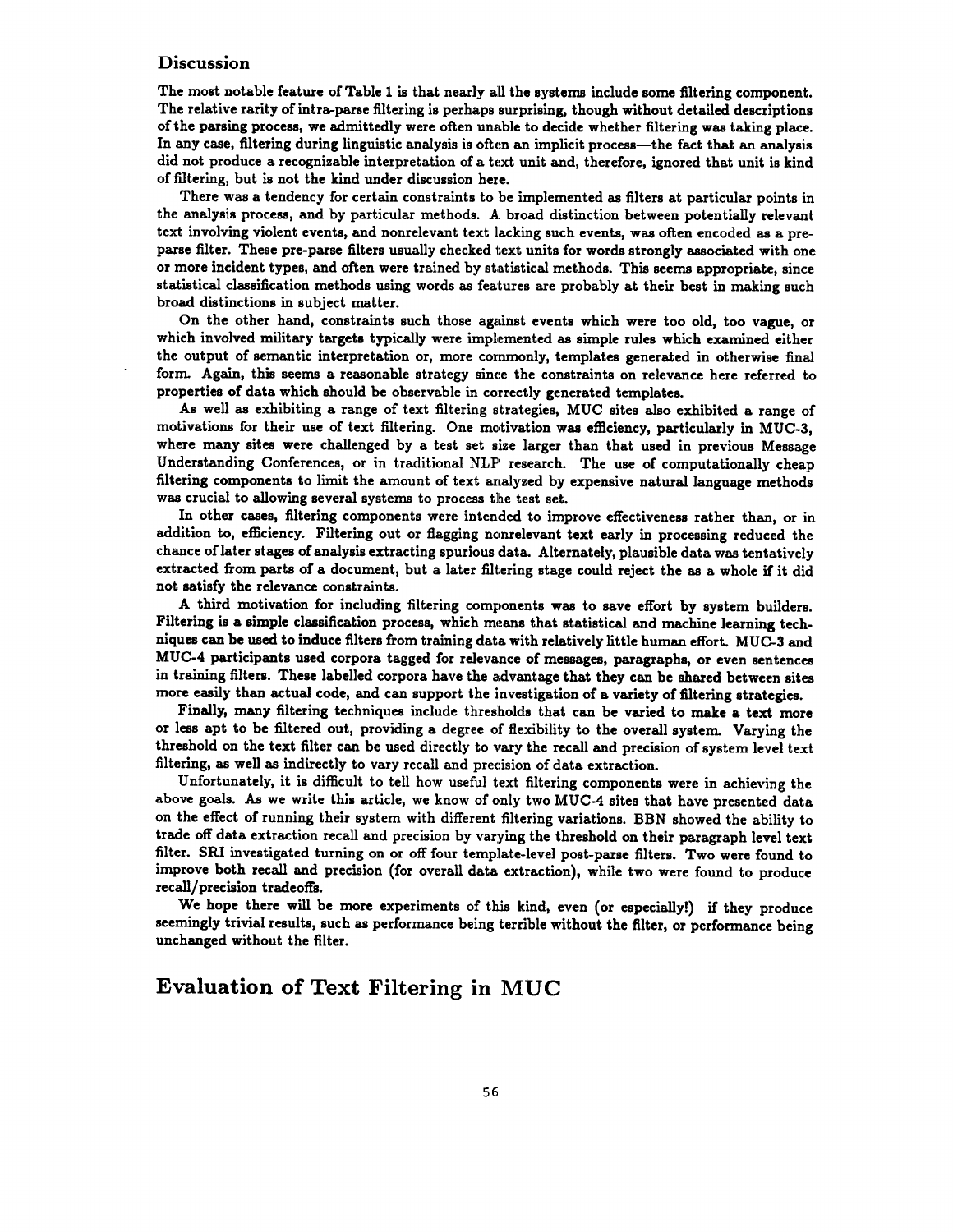### Discussion

The most notable feature of Table 1 is that nearly all the systems include some filtering component. The relative rarity of intra-parse filtering is perhaps surprising, though without detailed descriptions of the parsing process, we admittedly were often unable to decide whether filtering was taking place. In any case, filtering during linguistic analysis is often an implicit process—the fact that an analysis did not produce a recognizable interpretation of a text unit and, therefore, ignored that unit is kind of filtering, but is not the kind under discussion here.

There was a tendency for certain constraints to be implemented as filters at particular points in the analysis process, and by particular methods. A broad distinction between potentially relevant text involving violent events, and nonrelevant text lacking such events, was often encoded as a pre-parse filter. These pre-parse filters usually checked text units for words strongly associated with one or more incident types, and often were trained by statistical methods. This seems appropriate, since statistical classification methods using words as features are probably at their best in making such broad distinctions in subject matter.

On the other hand, constraints such those against events which were too old, too vague, or which involved military targets typically were implemented as simple rules which examined either the output of semantic interpretation or, more commonly, templates generated in otherwise final form. Again, this seems a reasonable strategy since the constraints on relevance here referred to properties of data which should be observable in correctly generated templates.

As well as exhibiting a range of text filtering strategies, MUC sites also exhibited a range of motivations for their use of text filtering. One motivation was efficiency, particularly in MUC-3, where many sites were challenged by a test set size larger than that used in previous Message Understanding Conferences, or in traditional NLP research. The use of computationally cheap filtering components to limit the amount of text analyzed by expensive natural language methods was crucial to allowing several systems to process the test set.

In other cases, filtering components were intended to improve effectiveness rather than, or in addition to, efficiency. Filtering out or flagging nonrelevant text early in processing reduced the chance of later stages of analysis extracting spurious data. Alternately, plausible data was tentatively extracted from parts of a document, but a later filtering stage could reject the as a whole if it did not satisfy the relevance constraints.

A third motivation for including filtering components was to save effort by system builders. Filtering is a simple classification process, which means that statistical and machine learning techniques can be used to induce filters from training data with relatively little human effort. MUC-3 and MUC-4 participants used corpora tagged for relevance of messages, paragraphs, or even sentences in training filters. These labelled corpora have the advantage that they can be shared between sites more easily than actual code, and can support the investigation of a variety of filtering strategies.

Finally, many filtering techniques include thresholds that can be varied to make a text more or less apt to be filtered out, providing a degree of flexibility to the overall system. Varying the threshold on the text filter can be used directly to vary the recall and precision of system level text filtering, as well as indirectly to vary recall and precision of data extraction.

Unfortunately, it is difficult to tell how useful text filtering components were in achieving the above goals. As we write this article, we know of only two MUC-4 sites that have presented data on the effect of running their system with different filtering variations. BBN showed the ability to trade off data extraction recall and precision by varying the threshold on their paragraph level text filter. SRI investigated turning on or off four template-level post-parse filters. Two were found to improve both recall and precision (for overall data extraction), while two were found to produce recall/precision tradeoffs.

We hope there will be more experiments of this kind, even (or especially!) if they produce seemingly trivial results, such as performance being terrible without the filter, or performance being unchanged without the filter.

## Evaluation of Text Filtering in MUC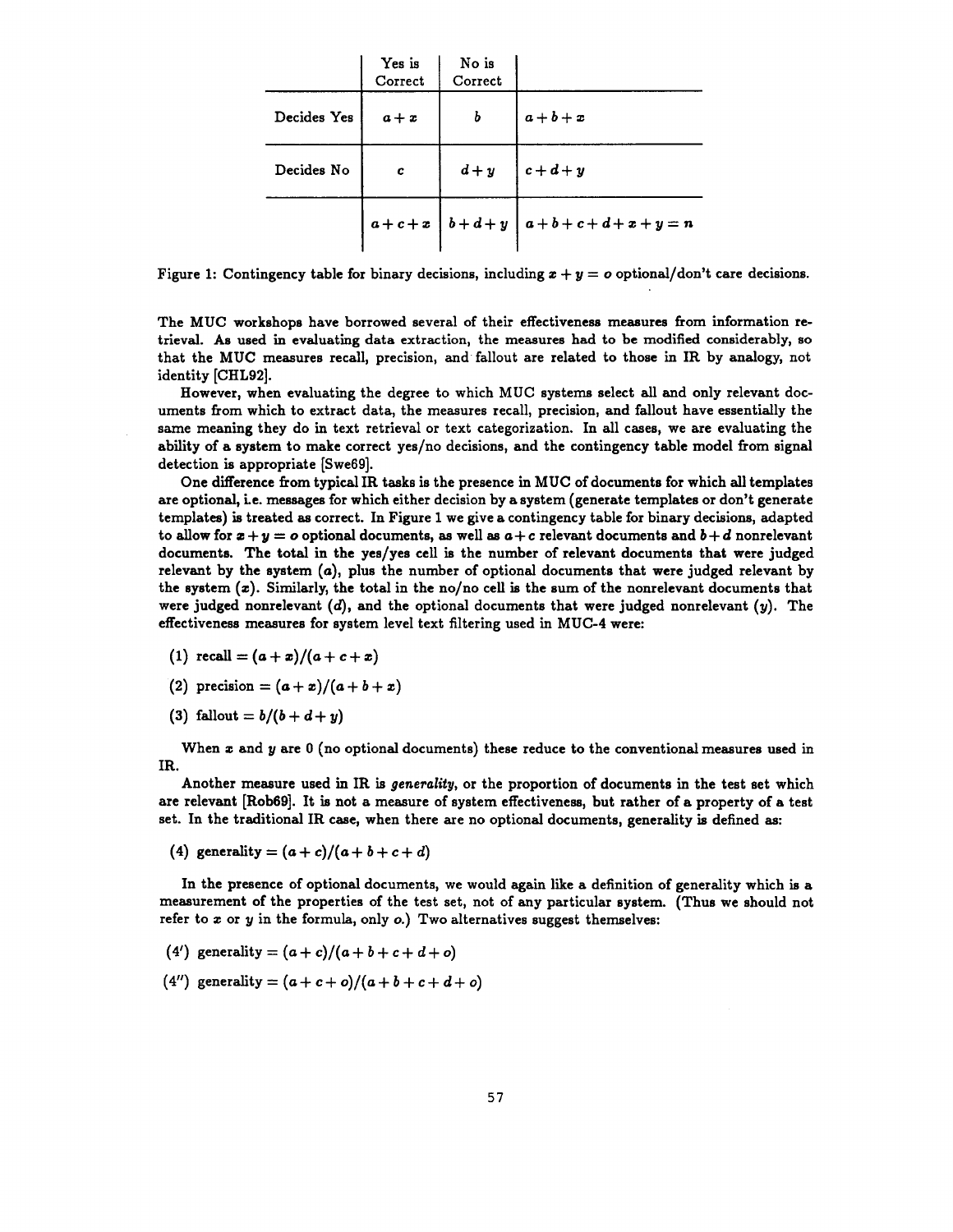| | Yes is Correct | No is Correct | |
|---|---|---|---|
| Decides Yes | $a+x$ | $b$ | $a+b+x$ |
| Decides No | $c$ | $d+y$ | $c+d+y$ |
| | $a+c+x$ | $b+d+y$ | $a+b+c+d+x+y=n$ |

Figure 1: Contingency table for binary decisions, including $x+y=o$ optional/don't care decisions.

The MUC workshops have borrowed several of their effectiveness measures from information retrieval. As used in evaluating data extraction, the measures had to be modified considerably, so that the MUC measures recall, precision, and fallout are related to those in IR by analogy, not identity [CHL92].

However, when evaluating the degree to which MUC systems select all and only relevant documents from which to extract data, the measures recall, precision, and fallout have essentially the same meaning they do in text retrieval or text categorization. In all cases, we are evaluating the ability of a system to make correct yes/no decisions, and the contingency table model from signal detection is appropriate [Swe69].

One difference from typical IR tasks is the presence in MUC of documents for which all templates are optional, i.e. messages for which either decision by a system (generate templates or don't generate templates) is treated as correct. In Figure 1 we give a contingency table for binary decisions, adapted to allow for $x+y=o$ optional documents, as well as $a+c$ relevant documents and $b+d$ nonrelevant documents. The total in the yes/yes cell is the number of relevant documents that were judged relevant by the system ($a$), plus the number of optional documents that were judged relevant by the system ($x$). Similarly, the total in the no/no cell is the sum of the nonrelevant documents that were judged nonrelevant ($d$), and the optional documents that were judged nonrelevant ($y$). The effectiveness measures for system level text filtering used in MUC-4 were:

(1) $\text{recall} = (a+x)/(a+c+x)$

(2) $\text{precision} = (a+x)/(a+b+x)$

(3) $\text{fallout} = b/(b+d+y)$

When $x$ and $y$ are 0 (no optional documents) these reduce to the conventional measures used in IR.

Another measure used in IR is *generality*, or the proportion of documents in the test set which are relevant [Rob69]. It is not a measure of system effectiveness, but rather of a property of a test set. In the traditional IR case, when there are no optional documents, generality is defined as:

(4) $\text{generality} = (a+c)/(a+b+c+d)$

In the presence of optional documents, we would again like a definition of generality which is a measurement of the properties of the test set, not of any particular system. (Thus we should not refer to $x$ or $y$ in the formula, only $o$.) Two alternatives suggest themselves:

(4′) $\text{generality} = (a+c)/(a+b+c+d+o)$

(4″) $\text{generality} = (a+c+o)/(a+b+c+d+o)$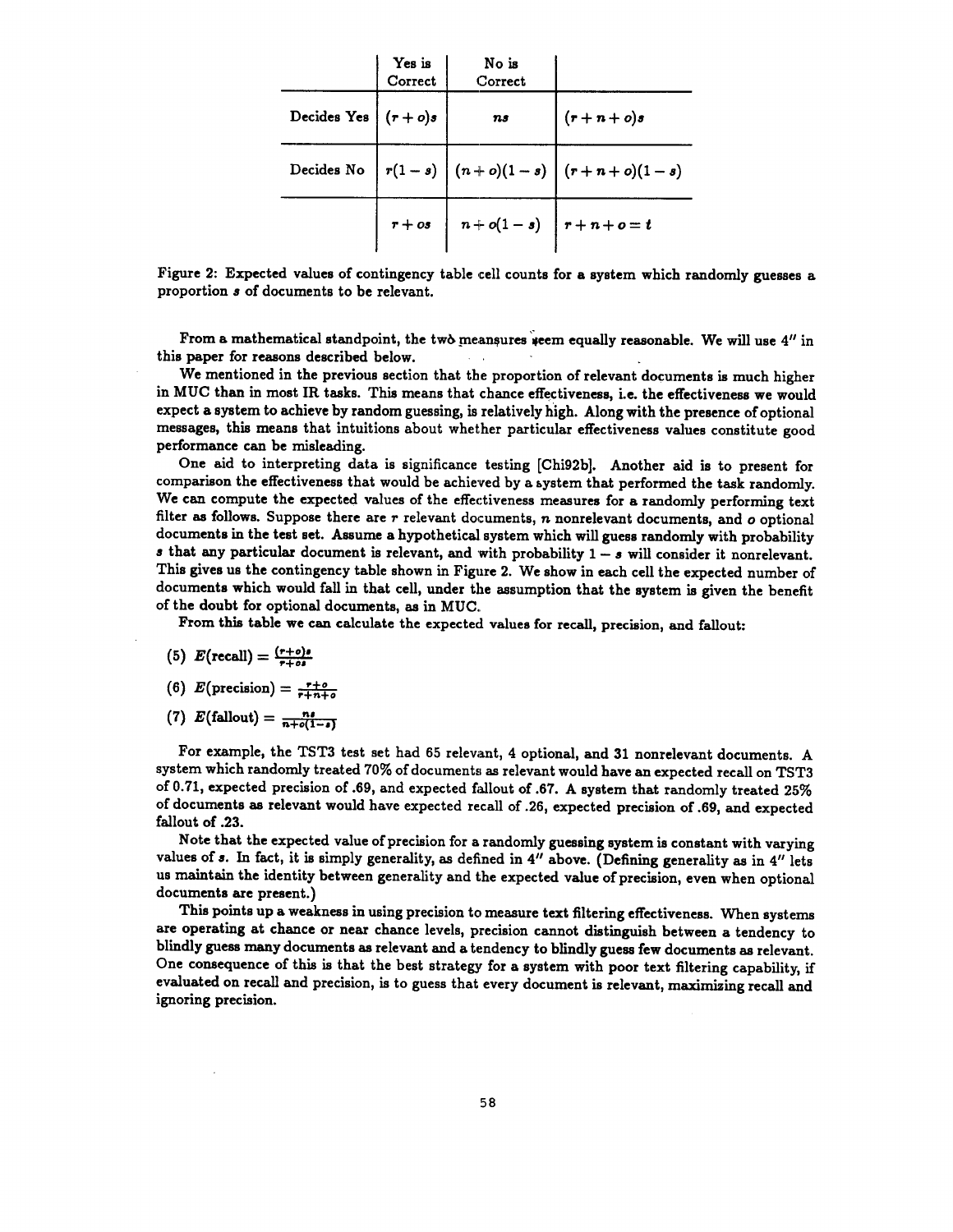| | Yes is Correct | No is Correct | |
|---|---|---|---|
| Decides Yes | $(r+o)s$ | $ns$ | $(r+n+o)s$ |
| Decides No | $r(1-s)$ | $(n+o)(1-s)$ | $(r+n+o)(1-s)$ |
| | $r+os$ | $n+o(1-s)$ | $r+n+o=t$ |

Figure 2: Expected values of contingency table cell counts for a system which randomly guesses a proportion $s$ of documents to be relevant.

From a mathematical standpoint, the two measures seem equally reasonable. We will use 4″ in this paper for reasons described below.

We mentioned in the previous section that the proportion of relevant documents is much higher in MUC than in most IR tasks. This means that chance effectiveness, i.e. the effectiveness we would expect a system to achieve by random guessing, is relatively high. Along with the presence of optional messages, this means that intuitions about whether particular effectiveness values constitute good performance can be misleading.

One aid to interpreting data is significance testing [Chi92b]. Another aid is to present for comparison the effectiveness that would be achieved by a system that performed the task randomly. We can compute the expected values of the effectiveness measures for a randomly performing text filter as follows. Suppose there are $r$ relevant documents, $n$ nonrelevant documents, and $o$ optional documents in the test set. Assume a hypothetical system which will guess randomly with probability $s$ that any particular document is relevant, and with probability $1-s$ will consider it nonrelevant. This gives us the contingency table shown in Figure 2. We show in each cell the expected number of documents which would fall in that cell, under the assumption that the system is given the benefit of the doubt for optional documents, as in MUC.

From this table we can calculate the expected values for recall, precision, and fallout:

(5) $E(\text{recall}) = \frac{(r+o)s}{r+os}$

(6) $E(\text{precision}) = \frac{r+o}{r+n+o}$

(7) $E(\text{fallout}) = \frac{ns}{n+o(1-s)}$

For example, the TST3 test set had 65 relevant, 4 optional, and 31 nonrelevant documents. A system which randomly treated 70% of documents as relevant would have an expected recall on TST3 of 0.71, expected precision of .69, and expected fallout of .67. A system that randomly treated 25% of documents as relevant would have expected recall of .26, expected precision of .69, and expected fallout of .23.

Note that the expected value of precision for a randomly guessing system is constant with varying values of $s$. In fact, it is simply generality, as defined in 4″ above. (Defining generality as in 4″ lets us maintain the identity between generality and the expected value of precision, even when optional documents are present.)

This points up a weakness in using precision to measure text filtering effectiveness. When systems are operating at chance or near chance levels, precision cannot distinguish between a tendency to blindly guess many documents as relevant and a tendency to blindly guess few documents as relevant. One consequence of this is that the best strategy for a system with poor text filtering capability, if evaluated on recall and precision, is to guess that every document is relevant, maximizing recall and ignoring precision.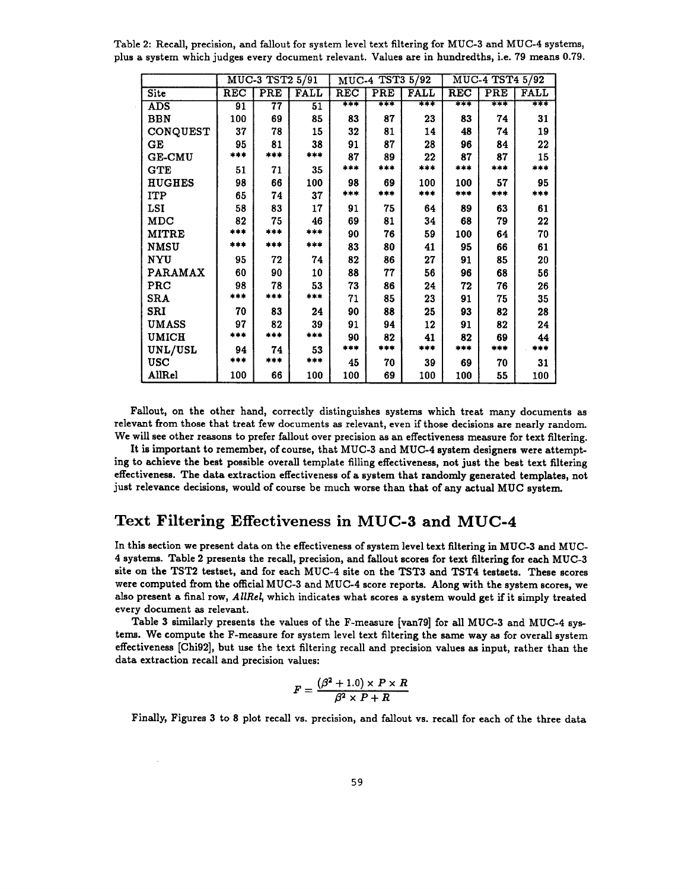Table 2: Recall, precision, and fallout for system level text filtering for MUC-3 and MUC-4 systems, plus a system which judges every document relevant. Values are in hundredths, i.e. 79 means 0.79.

| | MUC-3 TST2 5/91 | | | MUC-4 TST3 5/92 | | | MUC-4 TST4 5/92 | | |
|---|---|---|---|---|---|---|---|---|---|
| Site | REC | PRE | FALL | REC | PRE | FALL | REC | PRE | FALL |
| ADS | 91 | 77 | 51 | *** | *** | *** | *** | *** | *** |
| BBN | 100 | 69 | 85 | 83 | 87 | 23 | 83 | 74 | 31 |
| CONQUEST | 37 | 78 | 15 | 32 | 81 | 14 | 48 | 74 | 19 |
| GE | 95 | 81 | 38 | 91 | 87 | 28 | 96 | 84 | 22 |
| GE-CMU | *** | *** | *** | 87 | 89 | 22 | 87 | 87 | 15 |
| GTE | 51 | 71 | 35 | *** | *** | *** | *** | *** | *** |
| HUGHES | 98 | 66 | 100 | 98 | 69 | 100 | 100 | 57 | 95 |
| ITP | 65 | 74 | 37 | *** | *** | *** | *** | *** | *** |
| LSI | 58 | 83 | 17 | 91 | 75 | 64 | 89 | 63 | 61 |
| MDC | 82 | 75 | 46 | 69 | 81 | 34 | 68 | 79 | 22 |
| MITRE | *** | *** | *** | 90 | 76 | 59 | 100 | 64 | 70 |
| NMSU | *** | *** | *** | 83 | 80 | 41 | 95 | 66 | 61 |
| NYU | 95 | 72 | 74 | 82 | 86 | 27 | 91 | 85 | 20 |
| PARAMAX | 60 | 90 | 10 | 88 | 77 | 56 | 96 | 68 | 56 |
| PRC | 98 | 78 | 53 | 73 | 86 | 24 | 72 | 76 | 26 |
| SRA | *** | *** | *** | 71 | 85 | 23 | 91 | 75 | 35 |
| SRI | 70 | 83 | 24 | 90 | 88 | 25 | 93 | 82 | 28 |
| UMASS | 97 | 82 | 39 | 91 | 94 | 12 | 91 | 82 | 24 |
| UMICH | *** | *** | *** | 90 | 82 | 41 | 82 | 69 | 44 |
| UNL/USL | 94 | 74 | 53 | *** | *** | *** | *** | *** | *** |
| USC | *** | *** | *** | 45 | 70 | 39 | 69 | 70 | 31 |
| AllRel | 100 | 66 | 100 | 100 | 69 | 100 | 100 | 55 | 100 |

Fallout, on the other hand, correctly distinguishes systems which treat many documents as relevant from those that treat few documents as relevant, even if those decisions are nearly random. We will see other reasons to prefer fallout over precision as an effectiveness measure for text filtering.

It is important to remember, of course, that MUC-3 and MUC-4 system designers were attempting to achieve the best possible overall template filling effectiveness, not just the best text filtering effectiveness. The data extraction effectiveness of a system that randomly generated templates, not just relevance decisions, would of course be much worse than that of any actual MUC system.

## Text Filtering Effectiveness in MUC-3 and MUC-4

In this section we present data on the effectiveness of system level text filtering in MUC-3 and MUC-4 systems. Table 2 presents the recall, precision, and fallout scores for text filtering for each MUC-3 site on the TST2 testset, and for each MUC-4 site on the TST3 and TST4 testsets. These scores were computed from the official MUC-3 and MUC-4 score reports. Along with the system scores, we also present a final row, *AllRel*, which indicates what scores a system would get if it simply treated every document as relevant.

Table 3 similarly presents the values of the F-measure [van79] for all MUC-3 and MUC-4 systems. We compute the F-measure for system level text filtering the same way as for overall system effectiveness [Chi92], but use the text filtering recall and precision values as input, rather than the data extraction recall and precision values:

$$F = \frac{(\beta^2 + 1.0) \times P \times R}{\beta^2 \times P + R}$$

Finally, Figures 3 to 8 plot recall vs. precision, and fallout vs. recall for each of the three data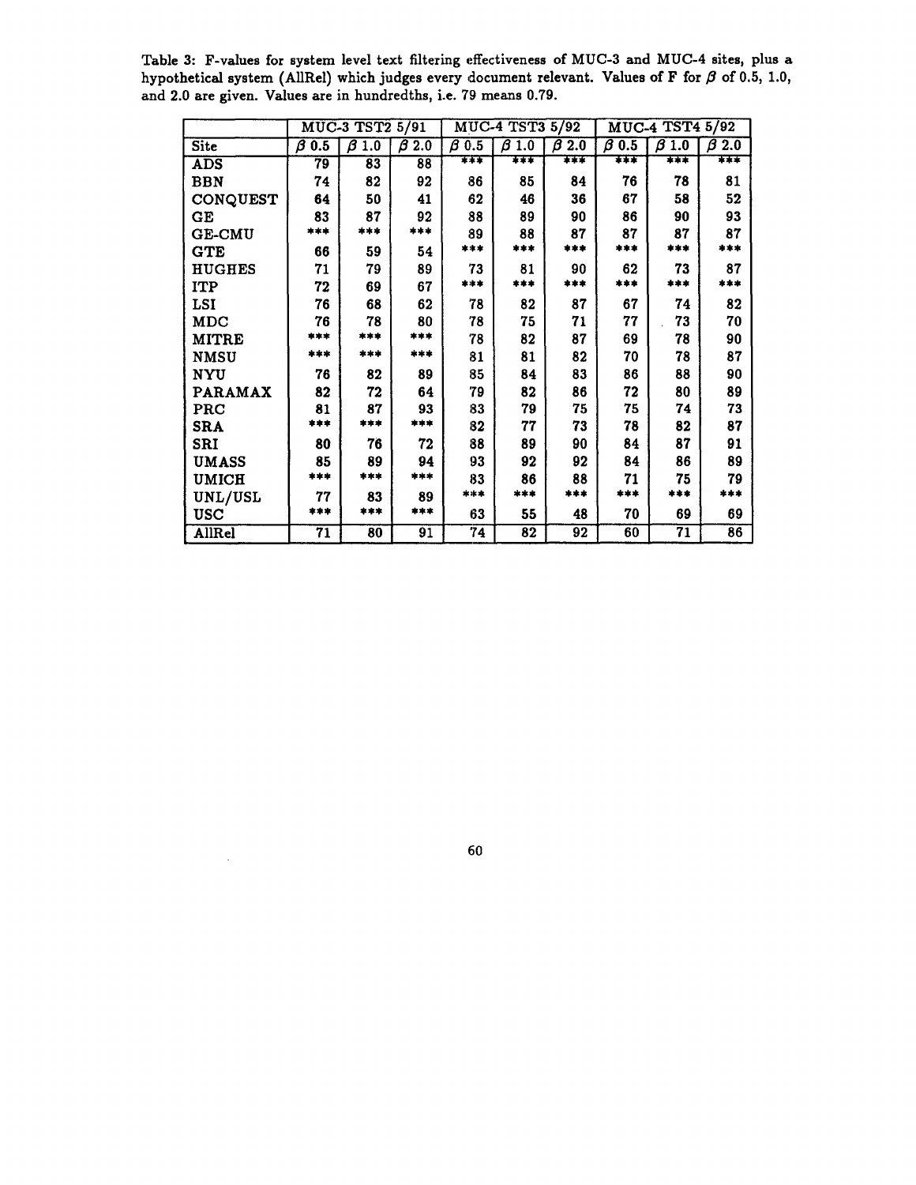Table 3: F-values for system level text filtering effectiveness of MUC-3 and MUC-4 sites, plus a hypothetical system (AllRel) which judges every document relevant. Values of F for $\beta$ of 0.5, 1.0, and 2.0 are given. Values are in hundredths, i.e. 79 means 0.79.

| | MUC-3 TST2 5/91 | | | MUC-4 TST3 5/92 | | | MUC-4 TST4 5/92 | | |
|---|---|---|---|---|---|---|---|---|---|
| Site | $\beta$ 0.5 | $\beta$ 1.0 | $\beta$ 2.0 | $\beta$ 0.5 | $\beta$ 1.0 | $\beta$ 2.0 | $\beta$ 0.5 | $\beta$ 1.0 | $\beta$ 2.0 |
| ADS | 79 | 83 | 88 | *** | *** | *** | *** | *** | *** |
| BBN | 74 | 82 | 92 | 86 | 85 | 84 | 76 | 78 | 81 |
| CONQUEST | 64 | 50 | 41 | 62 | 46 | 36 | 67 | 58 | 52 |
| GE | 83 | 87 | 92 | 88 | 89 | 90 | 86 | 90 | 93 |
| GE-CMU | *** | *** | *** | 89 | 88 | 87 | 87 | 87 | 87 |
| GTE | 66 | 59 | 54 | *** | *** | *** | *** | *** | *** |
| HUGHES | 71 | 79 | 89 | 73 | 81 | 90 | 62 | 73 | 87 |
| ITP | 72 | 69 | 67 | *** | *** | *** | *** | *** | *** |
| LSI | 76 | 68 | 62 | 78 | 82 | 87 | 67 | 74 | 82 |
| MDC | 76 | 78 | 80 | 78 | 75 | 71 | 77 | 73 | 70 |
| MITRE | *** | *** | *** | 78 | 82 | 87 | 69 | 78 | 90 |
| NMSU | *** | *** | *** | 81 | 81 | 82 | 70 | 78 | 87 |
| NYU | 76 | 82 | 89 | 85 | 84 | 83 | 86 | 88 | 90 |
| PARAMAX | 82 | 72 | 64 | 79 | 82 | 86 | 72 | 80 | 89 |
| PRC | 81 | 87 | 93 | 83 | 79 | 75 | 75 | 74 | 73 |
| SRA | *** | *** | *** | 82 | 77 | 73 | 78 | 82 | 87 |
| SRI | 80 | 76 | 72 | 88 | 89 | 90 | 84 | 87 | 91 |
| UMASS | 85 | 89 | 94 | 93 | 92 | 92 | 84 | 86 | 89 |
| UMICH | *** | *** | *** | 83 | 86 | 88 | 71 | 75 | 79 |
| UNL/USL | 77 | 83 | 89 | *** | *** | *** | *** | *** | *** |
| USC | *** | *** | *** | 63 | 55 | 48 | 70 | 69 | 69 |
| AllRel | 71 | 80 | 91 | 74 | 82 | 92 | 60 | 71 | 86 |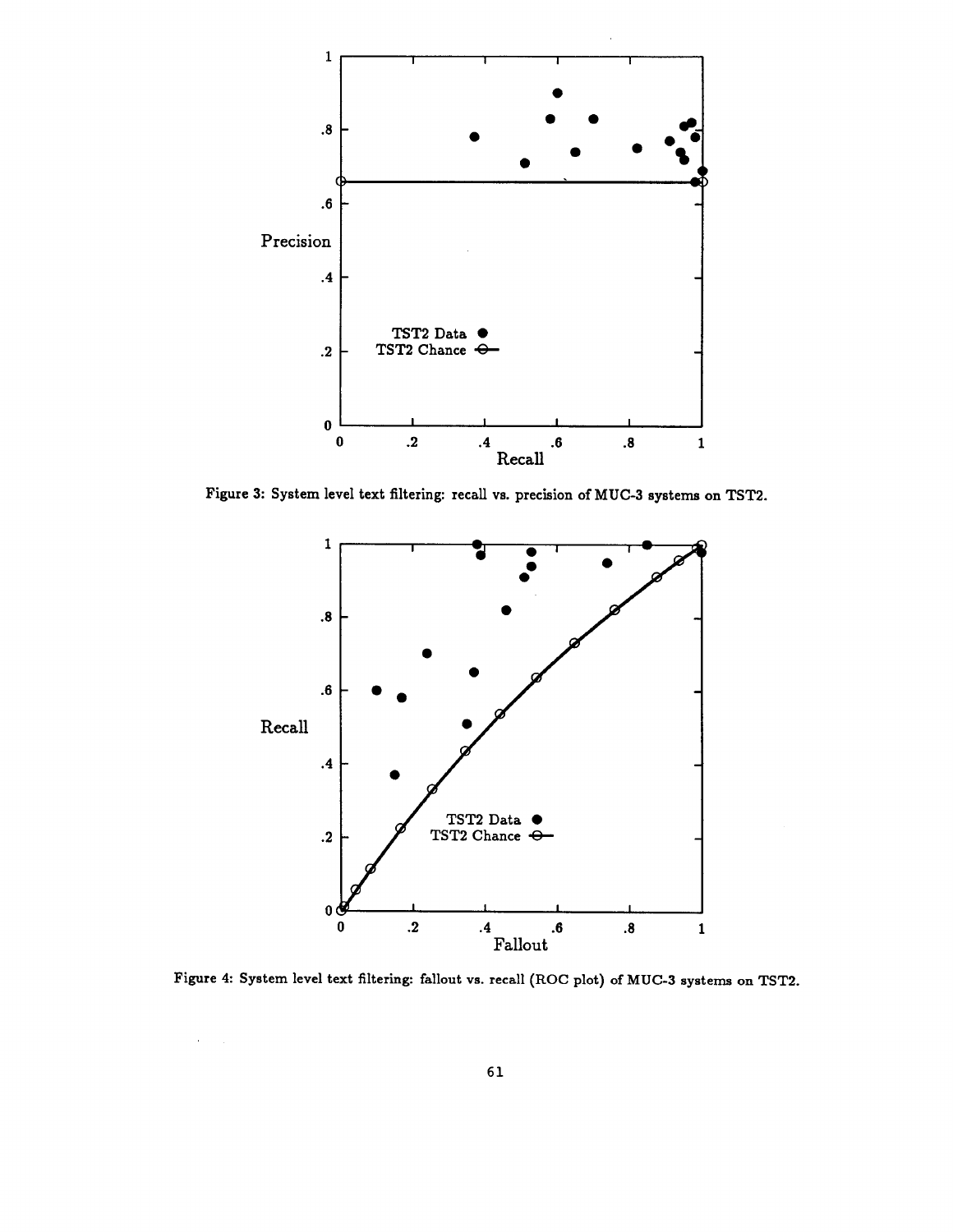Figure 3: System level text filtering: recall vs. precision of MUC-3 systems on TST2.

Figure 4: System level text filtering: fallout vs. recall (ROC plot) of MUC-3 systems on TST2.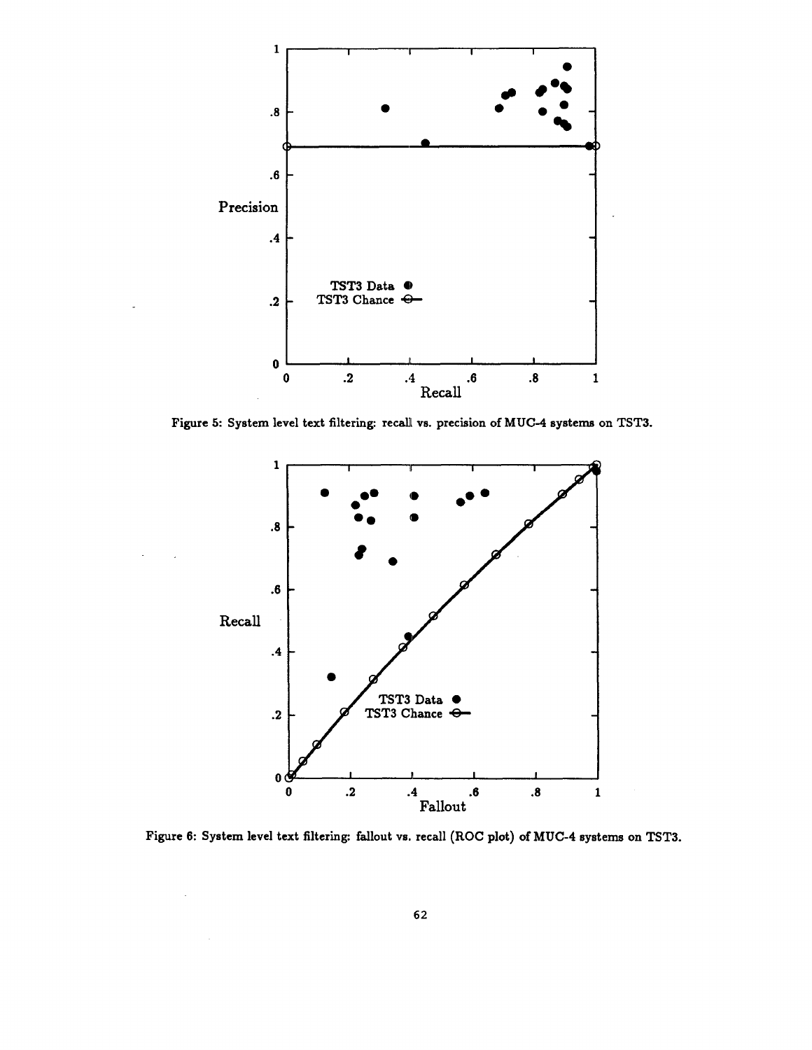Figure 5: System level text filtering: recall vs. precision of MUC-4 systems on TST3.

Figure 6: System level text filtering: fallout vs. recall (ROC plot) of MUC-4 systems on TST3.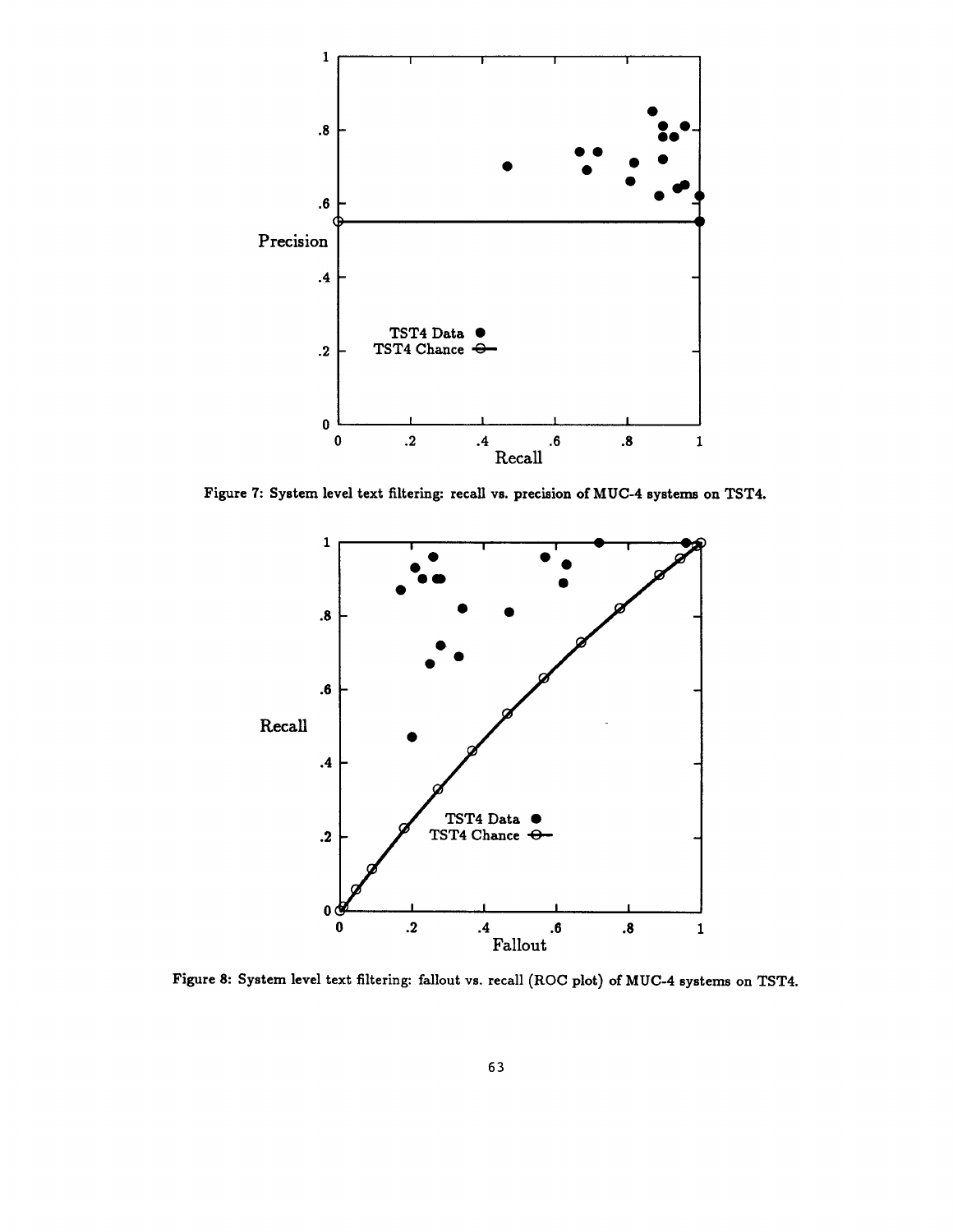Figure 7: System level text filtering: recall vs. precision of MUC-4 systems on TST4.

Figure 8: System level text filtering: fallout vs. recall (ROC plot) of MUC-4 systems on TST4.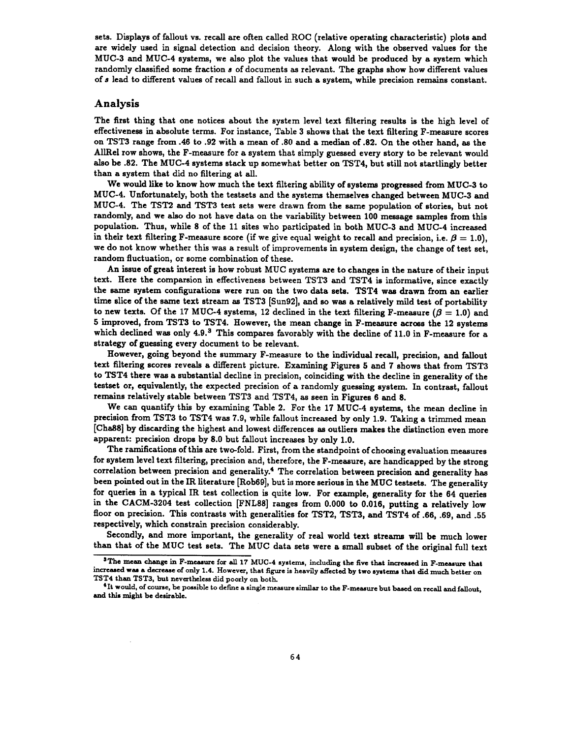sets. Displays of fallout vs. recall are often called ROC (relative operating characteristic) plots and are widely used in signal detection and decision theory. Along with the observed values for the MUC-3 and MUC-4 systems, we also plot the values that would be produced by a system which randomly classified some fraction $s$ of documents as relevant. The graphs show how different values of $s$ lead to different values of recall and fallout in such a system, while precision remains constant.

## Analysis

The first thing that one notices about the system level text filtering results is the high level of effectiveness in absolute terms. For instance, Table 3 shows that the text filtering F-measure scores on TST3 range from .46 to .92 with a mean of .80 and a median of .82. On the other hand, as the AllRel row shows, the F-measure for a system that simply guessed every story to be relevant would also be .82. The MUC-4 systems stack up somewhat better on TST4, but still not startlingly better than a system that did no filtering at all.

We would like to know how much the text filtering ability of systems progressed from MUC-3 to MUC-4. Unfortunately, both the testsets and the systems themselves changed between MUC-3 and MUC-4. The TST2 and TST3 test sets were drawn from the same population of stories, but not randomly, and we also do not have data on the variability between 100 message samples from this population. Thus, while 8 of the 11 sites who participated in both MUC-3 and MUC-4 increased in their text filtering F-measure score (if we give equal weight to recall and precision, i.e. $\beta = 1.0$), we do not know whether this was a result of improvements in system design, the change of test set, random fluctuation, or some combination of these.

An issue of great interest is how robust MUC systems are to changes in the nature of their input text. Here the comparsion in effectiveness between TST3 and TST4 is informative, since exactly the same system configurations were run on the two data sets. TST4 was drawn from an earlier time slice of the same text stream as TST3 [Sun92], and so was a relatively mild test of portability to new texts. Of the 17 MUC-4 systems, 12 declined in the text filtering F-measure ($\beta = 1.0$) and 5 improved, from TST3 to TST4. However, the mean change in F-measure across the 12 systems which declined was only 4.9.[3] This compares favorably with the decline of 11.0 in F-measure for a strategy of guessing every document to be relevant.

However, going beyond the summary F-measure to the individual recall, precision, and fallout text filtering scores reveals a different picture. Examining Figures 5 and 7 shows that from TST3 to TST4 there was a substantial decline in precision, coinciding with the decline in generality of the testset or, equivalently, the expected precision of a randomly guessing system. In contrast, fallout remains relatively stable between TST3 and TST4, as seen in Figures 6 and 8.

We can quantify this by examining Table 2. For the 17 MUC-4 systems, the mean decline in precision from TST3 to TST4 was 7.9, while fallout increased by only 1.9. Taking a trimmed mean [Cha88] by discarding the highest and lowest differences as outliers makes the distinction even more apparent: precision drops by 8.0 but fallout increases by only 1.0.

The ramifications of this are two-fold. First, from the standpoint of choosing evaluation measures for system level text filtering, precision and, therefore, the F-measure, are handicapped by the strong correlation between precision and generality.[4] The correlation between precision and generality has been pointed out in the IR literature [Rob69], but is more serious in the MUC testsets. The generality for queries in a typical IR test collection is quite low. For example, generality for the 64 queries in the CACM-3204 test collection [FNL88] ranges from 0.000 to 0.016, putting a relatively low floor on precision. This contrasts with generalities for TST2, TST3, and TST4 of .66, .69, and .55 respectively, which constrain precision considerably.

Secondly, and more important, the generality of real world text streams will be much lower than that of the MUC test sets. The MUC data sets were a small subset of the original full text

[3] The mean change in F-measure for all 17 MUC-4 systems, including the five that increased in F-measure that increased was a decrease of only 1.4. However, that figure is heavily affected by two systems that did much better on TST4 than TST3, but nevertheless did poorly on both.

[4] It would, of course, be possible to define a single measure similar to the F-measure but based on recall and fallout, and this might be desirable.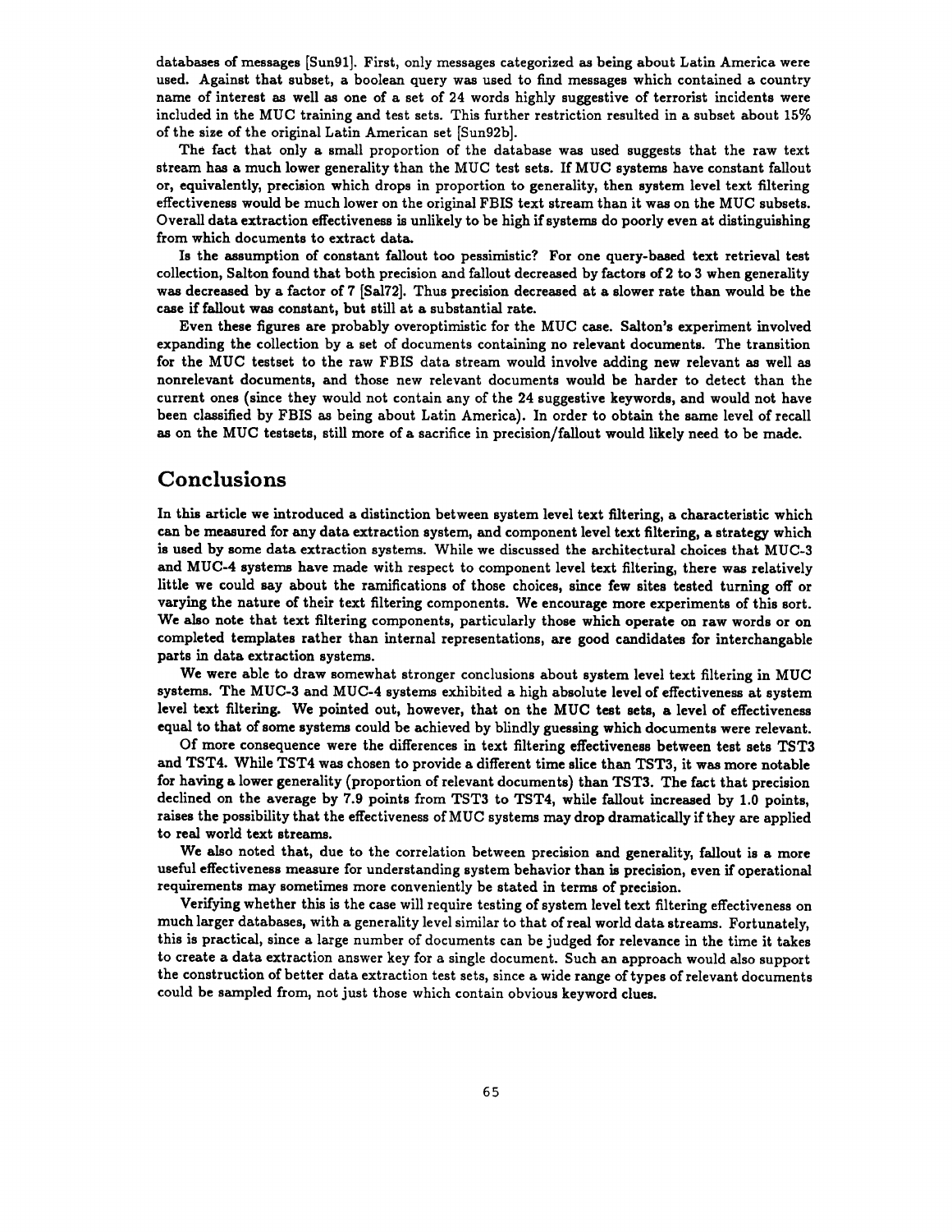databases of messages [Sun91]. First, only messages categorized as being about Latin America were used. Against that subset, a boolean query was used to find messages which contained a country name of interest as well as one of a set of 24 words highly suggestive of terrorist incidents were included in the MUC training and test sets. This further restriction resulted in a subset about 15% of the size of the original Latin American set [Sun92b].

The fact that only a small proportion of the database was used suggests that the raw text stream has a much lower generality than the MUC test sets. If MUC systems have constant fallout or, equivalently, precision which drops in proportion to generality, then system level text filtering effectiveness would be much lower on the original FBIS text stream than it was on the MUC subsets. Overall data extraction effectiveness is unlikely to be high if systems do poorly even at distinguishing from which documents to extract data.

Is the assumption of constant fallout too pessimistic? For one query-based text retrieval test collection, Salton found that both precision and fallout decreased by factors of 2 to 3 when generality was decreased by a factor of 7 [Sal72]. Thus precision decreased at a slower rate than would be the case if fallout was constant, but still at a substantial rate.

Even these figures are probably overoptimistic for the MUC case. Salton's experiment involved expanding the collection by a set of documents containing no relevant documents. The transition for the MUC testset to the raw FBIS data stream would involve adding new relevant as well as nonrelevant documents, and those new relevant documents would be harder to detect than the current ones (since they would not contain any of the 24 suggestive keywords, and would not have been classified by FBIS as being about Latin America). In order to obtain the same level of recall as on the MUC testsets, still more of a sacrifice in precision/fallout would likely need to be made.

## Conclusions

In this article we introduced a distinction between system level text filtering, a characteristic which can be measured for any data extraction system, and component level text filtering, a strategy which is used by some data extraction systems. While we discussed the architectural choices that MUC-3 and MUC-4 systems have made with respect to component level text filtering, there was relatively little we could say about the ramifications of those choices, since few sites tested turning off or varying the nature of their text filtering components. We encourage more experiments of this sort. We also note that text filtering components, particularly those which operate on raw words or on completed templates rather than internal representations, are good candidates for interchangable parts in data extraction systems.

We were able to draw somewhat stronger conclusions about system level text filtering in MUC systems. The MUC-3 and MUC-4 systems exhibited a high absolute level of effectiveness at system level text filtering. We pointed out, however, that on the MUC test sets, a level of effectiveness equal to that of some systems could be achieved by blindly guessing which documents were relevant.

Of more consequence were the differences in text filtering effectiveness between test sets TST3 and TST4. While TST4 was chosen to provide a different time slice than TST3, it was more notable for having a lower generality (proportion of relevant documents) than TST3. The fact that precision declined on the average by 7.9 points from TST3 to TST4, while fallout increased by 1.0 points, raises the possibility that the effectiveness of MUC systems may drop dramatically if they are applied to real world text streams.

We also noted that, due to the correlation between precision and generality, fallout is a more useful effectiveness measure for understanding system behavior than is precision, even if operational requirements may sometimes more conveniently be stated in terms of precision.

Verifying whether this is the case will require testing of system level text filtering effectiveness on much larger databases, with a generality level similar to that of real world data streams. Fortunately, this is practical, since a large number of documents can be judged for relevance in the time it takes to create a data extraction answer key for a single document. Such an approach would also support the construction of better data extraction test sets, since a wide range of types of relevant documents could be sampled from, not just those which contain obvious keyword clues.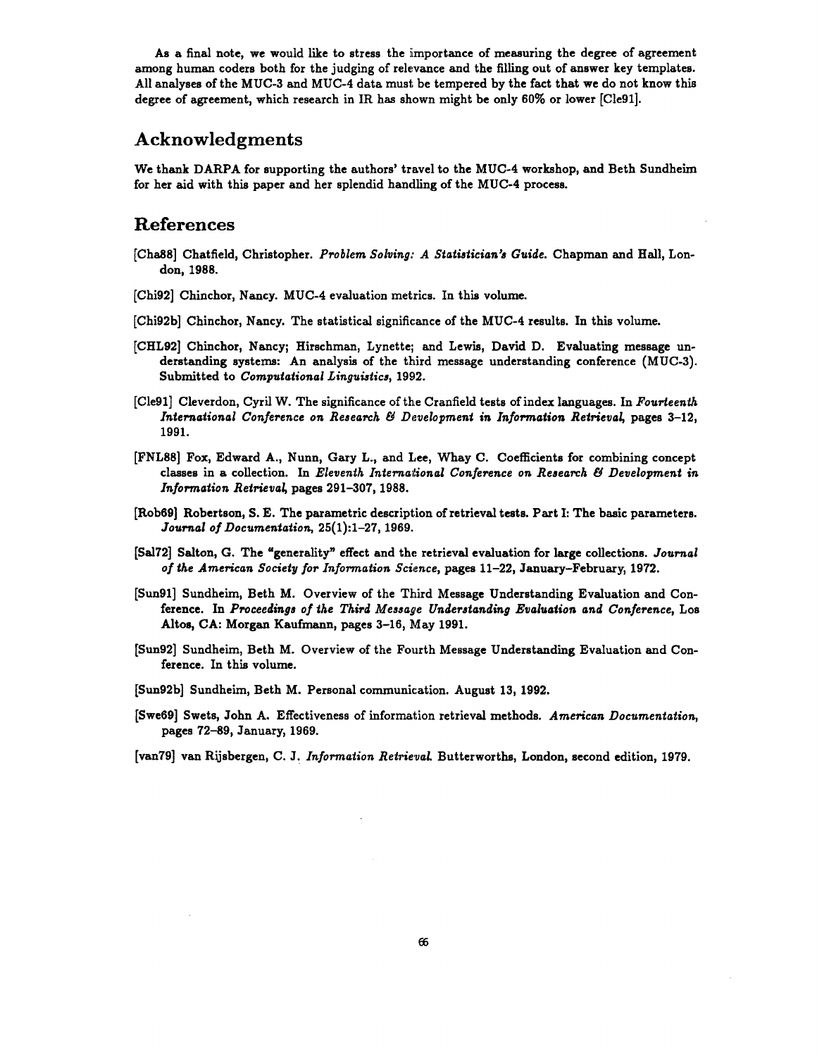As a final note, we would like to stress the importance of measuring the degree of agreement among human coders both for the judging of relevance and the filling out of answer key templates. All analyses of the MUC-3 and MUC-4 data must be tempered by the fact that we do not know this degree of agreement, which research in IR has shown might be only 60% or lower [Cle91].

## Acknowledgments

We thank DARPA for supporting the authors' travel to the MUC-4 workshop, and Beth Sundheim for her aid with this paper and her splendid handling of the MUC-4 process.

## References

[Cha88] Chatfield, Christopher. *Problem Solving: A Statistician's Guide.* Chapman and Hall, London, 1988.

[Chi92] Chinchor, Nancy. MUC-4 evaluation metrics. In this volume.

[Chi92b] Chinchor, Nancy. The statistical significance of the MUC-4 results. In this volume.

[CHL92] Chinchor, Nancy; Hirschman, Lynette; and Lewis, David D. Evaluating message understanding systems: An analysis of the third message understanding conference (MUC-3). Submitted to *Computational Linguistics*, 1992.

[Cle91] Cleverdon, Cyril W. The significance of the Cranfield tests of index languages. In *Fourteenth International Conference on Research & Development in Information Retrieval*, pages 3–12, 1991.

[FNL88] Fox, Edward A., Nunn, Gary L., and Lee, Whay C. Coefficients for combining concept classes in a collection. In *Eleventh International Conference on Research & Development in Information Retrieval*, pages 291–307, 1988.

[Rob69] Robertson, S. E. The parametric description of retrieval tests. Part I: The basic parameters. *Journal of Documentation*, 25(1):1–27, 1969.

[Sal72] Salton, G. The "generality" effect and the retrieval evaluation for large collections. *Journal of the American Society for Information Science*, pages 11–22, January–February, 1972.

[Sun91] Sundheim, Beth M. Overview of the Third Message Understanding Evaluation and Conference. In *Proceedings of the Third Message Understanding Evaluation and Conference*, Los Altos, CA: Morgan Kaufmann, pages 3–16, May 1991.

[Sun92] Sundheim, Beth M. Overview of the Fourth Message Understanding Evaluation and Conference. In this volume.

[Sun92b] Sundheim, Beth M. Personal communication. August 13, 1992.

[Swe69] Swets, John A. Effectiveness of information retrieval methods. *American Documentation*, pages 72–89, January, 1969.

[van79] van Rijsbergen, C. J. *Information Retrieval.* Butterworths, London, second edition, 1979.